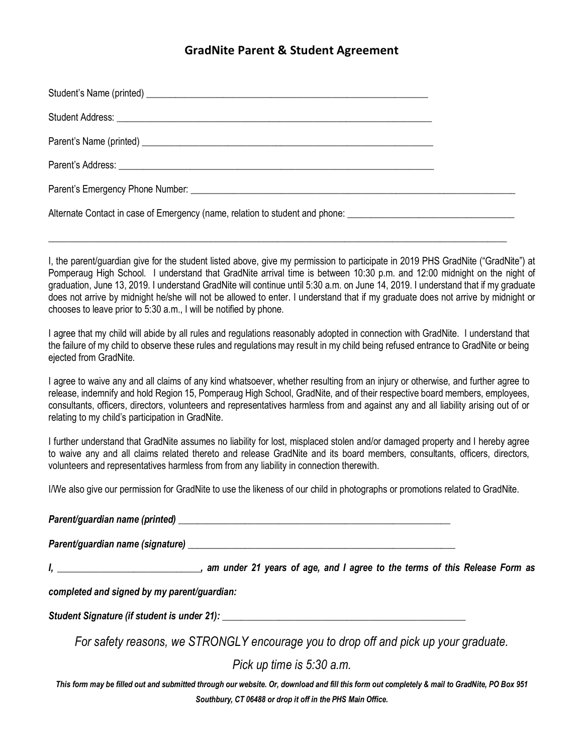# GradNite Parent & Student Agreement

Student's Name (printed) ___________________________________________________________

Student Address: __________________________________________________________________

Parent's Name (printed) ____________________________________________________________

Parent's Address: _________________________________________________________________

Parent's Emergency Phone Number: ____________________________________________________________________

Alternate Contact in case of Emergency (name, relation to student and phone: __________________________________

_____________________________________________________________________________________________

I, the parent/guardian give for the student listed above, give my permission to participate in 2019 PHS GradNite ("GradNite") at Pomperaug High School. I understand that GradNite arrival time is between 10:30 p.m. and 12:00 midnight on the night of graduation, June 13, 2019. I understand GradNite will continue until 5:30 a.m. on June 14, 2019. I understand that if my graduate does not arrive by midnight he/she will not be allowed to enter. I understand that if my graduate does not arrive by midnight or chooses to leave prior to 5:30 a.m., I will be notified by phone.

I agree that my child will abide by all rules and regulations reasonably adopted in connection with GradNite. I understand that the failure of my child to observe these rules and regulations may result in my child being refused entrance to GradNite or being ejected from GradNite.

I agree to waive any and all claims of any kind whatsoever, whether resulting from an injury or otherwise, and further agree to release, indemnify and hold Region 15, Pomperaug High School, GradNite, and of their respective board members, employees, consultants, officers, directors, volunteers and representatives harmless from and against any and all liability arising out of or relating to my child's participation in GradNite.

I further understand that GradNite assumes no liability for lost, misplaced stolen and/or damaged property and I hereby agree to waive any and all claims related thereto and release GradNite and its board members, consultants, officers, directors, volunteers and representatives harmless from from any liability in connection therewith.

I/We also give our permission for GradNite to use the likeness of our child in photographs or promotions related to GradNite.

***Parent/guardian name (printed)*** ___________________________________________________________

***Parent/guardian name (signature)*** _________________________________________________________

***I, _____________________________, am under 21 years of age, and I agree to the terms of this Release Form as completed and signed by my parent/guardian:***

***Student Signature (if student is under 21):*** ___________________________________________________

*For safety reasons, we STRONGLY encourage you to drop off and pick up your graduate.*

*Pick up time is 5:30 a.m.*

***This form may be filled out and submitted through our website. Or, download and fill this form out completely & mail to GradNite, PO Box 951 Southbury, CT 06488 or drop it off in the PHS Main Office.***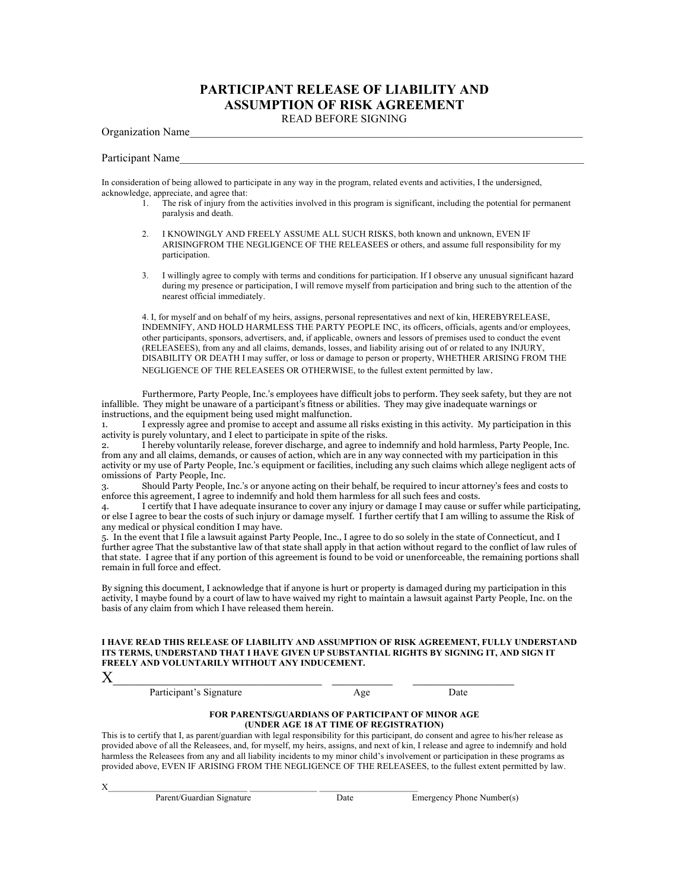# PARTICIPANT RELEASE OF LIABILITY AND ASSUMPTION OF RISK AGREEMENT

READ BEFORE SIGNING

Organization Name_______________________________________________________________________

Participant Name________________________________________________________________________

In consideration of being allowed to participate in any way in the program, related events and activities, I the undersigned, acknowledge, appreciate, and agree that:

1. The risk of injury from the activities involved in this program is significant, including the potential for permanent paralysis and death.

2. I KNOWINGLY AND FREELY ASSUME ALL SUCH RISKS, both known and unknown, EVEN IF ARISINGFROM THE NEGLIGENCE OF THE RELEASEES or others, and assume full responsibility for my participation.

3. I willingly agree to comply with terms and conditions for participation. If I observe any unusual significant hazard during my presence or participation, I will remove myself from participation and bring such to the attention of the nearest official immediately.

4. I, for myself and on behalf of my heirs, assigns, personal representatives and next of kin, HEREBYRELEASE, INDEMNIFY, AND HOLD HARMLESS THE PARTY PEOPLE INC, its officers, officials, agents and/or employees, other participants, sponsors, advertisers, and, if applicable, owners and lessors of premises used to conduct the event (RELEASEES), from any and all claims, demands, losses, and liability arising out of or related to any INJURY, DISABILITY OR DEATH I may suffer, or loss or damage to person or property, WHETHER ARISING FROM THE NEGLIGENCE OF THE RELEASEES OR OTHERWISE, to the fullest extent permitted by law.

Furthermore, Party People, Inc.'s employees have difficult jobs to perform. They seek safety, but they are not infallible. They might be unaware of a participant's fitness or abilities. They may give inadequate warnings or instructions, and the equipment being used might malfunction.

1. I expressly agree and promise to accept and assume all risks existing in this activity. My participation in this activity is purely voluntary, and I elect to participate in spite of the risks.
2. I hereby voluntarily release, forever discharge, and agree to indemnify and hold harmless, Party People, Inc. from any and all claims, demands, or causes of action, which are in any way connected with my participation in this activity or my use of Party People, Inc.'s equipment or facilities, including any such claims which allege negligent acts of omissions of Party People, Inc.
3. Should Party People, Inc.'s or anyone acting on their behalf, be required to incur attorney's fees and costs to enforce this agreement, I agree to indemnify and hold them harmless for all such fees and costs.
4. I certify that I have adequate insurance to cover any injury or damage I may cause or suffer while participating, or else I agree to bear the costs of such injury or damage myself. I further certify that I am willing to assume the Risk of any medical or physical condition I may have.
5. In the event that I file a lawsuit against Party People, Inc., I agree to do so solely in the state of Connecticut, and I further agree That the substantive law of that state shall apply in that action without regard to the conflict of law rules of that state. I agree that if any portion of this agreement is found to be void or unenforceable, the remaining portions shall remain in full force and effect.

By signing this document, I acknowledge that if anyone is hurt or property is damaged during my participation in this activity, I maybe found by a court of law to have waived my right to maintain a lawsuit against Party People, Inc. on the basis of any claim from which I have released them herein.

**I HAVE READ THIS RELEASE OF LIABILITY AND ASSUMPTION OF RISK AGREEMENT, FULLY UNDERSTAND ITS TERMS, UNDERSTAND THAT I HAVE GIVEN UP SUBSTANTIAL RIGHTS BY SIGNING IT, AND SIGN IT FREELY AND VOLUNTARILY WITHOUT ANY INDUCEMENT.**

X_________________________________ __________ _________________

Participant's Signature Age Date

**FOR PARENTS/GUARDIANS OF PARTICIPANT OF MINOR AGE (UNDER AGE 18 AT TIME OF REGISTRATION)**

This is to certify that I, as parent/guardian with legal responsibility for this participant, do consent and agree to his/her release as provided above of all the Releasees, and, for myself, my heirs, assigns, and next of kin, I release and agree to indemnify and hold harmless the Releasees from any and all liability incidents to my minor child's involvement or participation in these programs as provided above, EVEN IF ARISING FROM THE NEGLIGENCE OF THE RELEASEES, to the fullest extent permitted by law.

X____________________________ _____________ ____________________

Parent/Guardian Signature Date Emergency Phone Number(s)